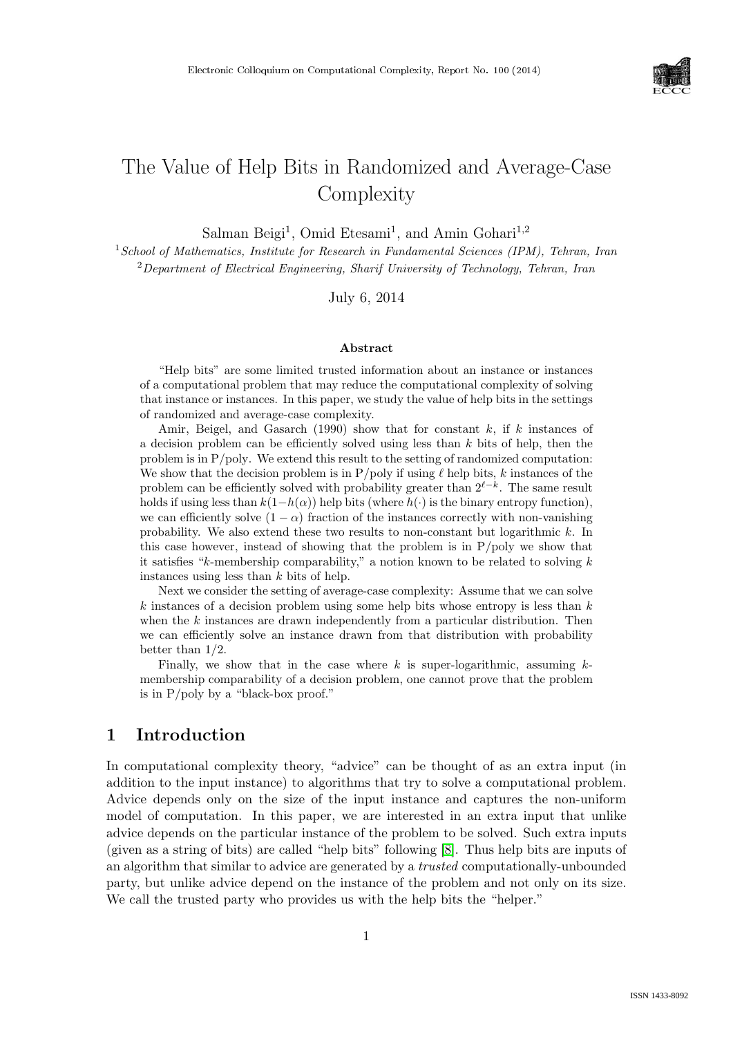# The Value of Help Bits in Randomized and Average-Case Complexity

Salman Beigi[1], Omid Etesami[1], and Amin Gohari[1,2]

[1] *School of Mathematics, Institute for Research in Fundamental Sciences (IPM), Tehran, Iran*

[2] *Department of Electrical Engineering, Sharif University of Technology, Tehran, Iran*

July 6, 2014

### Abstract

"Help bits" are some limited trusted information about an instance or instances of a computational problem that may reduce the computational complexity of solving that instance or instances. In this paper, we study the value of help bits in the settings of randomized and average-case complexity.

Amir, Beigel, and Gasarch (1990) show that for constant $k$, if $k$ instances of a decision problem can be efficiently solved using less than $k$ bits of help, then the problem is in P/poly. We extend this result to the setting of randomized computation: We show that the decision problem is in P/poly if using $\ell$ help bits, $k$ instances of the problem can be efficiently solved with probability greater than $2^{\ell-k}$. The same result holds if using less than $k(1-h(\alpha))$ help bits (where $h(\cdot)$ is the binary entropy function), we can efficiently solve $(1-\alpha)$ fraction of the instances correctly with non-vanishing probability. We also extend these two results to non-constant but logarithmic $k$. In this case however, instead of showing that the problem is in P/poly we show that it satisfies "$k$-membership comparability," a notion known to be related to solving $k$ instances using less than $k$ bits of help.

Next we consider the setting of average-case complexity: Assume that we can solve $k$ instances of a decision problem using some help bits whose entropy is less than $k$ when the $k$ instances are drawn independently from a particular distribution. Then we can efficiently solve an instance drawn from that distribution with probability better than 1/2.

Finally, we show that in the case where $k$ is super-logarithmic, assuming $k$-membership comparability of a decision problem, one cannot prove that the problem is in P/poly by a "black-box proof."

## 1 Introduction

In computational complexity theory, "advice" can be thought of as an extra input (in addition to the input instance) to algorithms that try to solve a computational problem. Advice depends only on the size of the input instance and captures the non-uniform model of computation. In this paper, we are interested in an extra input that unlike advice depends on the particular instance of the problem to be solved. Such extra inputs (given as a string of bits) are called "help bits" following [8]. Thus help bits are inputs of an algorithm that similar to advice are generated by a *trusted* computationally-unbounded party, but unlike advice depend on the instance of the problem and not only on its size. We call the trusted party who provides us with the help bits the "helper."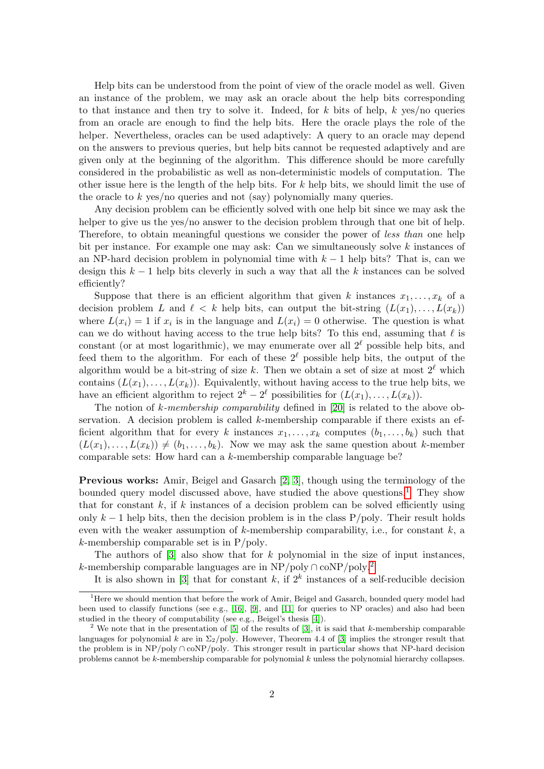Help bits can be understood from the point of view of the oracle model as well. Given an instance of the problem, we may ask an oracle about the help bits corresponding to that instance and then try to solve it. Indeed, for $k$ bits of help, $k$ yes/no queries from an oracle are enough to find the help bits. Here the oracle plays the role of the helper. Nevertheless, oracles can be used adaptively: A query to an oracle may depend on the answers to previous queries, but help bits cannot be requested adaptively and are given only at the beginning of the algorithm. This difference should be more carefully considered in the probabilistic as well as non-deterministic models of computation. The other issue here is the length of the help bits. For $k$ help bits, we should limit the use of the oracle to $k$ yes/no queries and not (say) polynomially many queries.

Any decision problem can be efficiently solved with one help bit since we may ask the helper to give us the yes/no answer to the decision problem through that one bit of help. Therefore, to obtain meaningful questions we consider the power of *less than* one help bit per instance. For example one may ask: Can we simultaneously solve $k$ instances of an NP-hard decision problem in polynomial time with $k-1$ help bits? That is, can we design this $k-1$ help bits cleverly in such a way that all the $k$ instances can be solved efficiently?

Suppose that there is an efficient algorithm that given $k$ instances $x_1, \dots, x_k$ of a decision problem $L$ and $\ell < k$ help bits, can output the bit-string $(L(x_1), \dots, L(x_k))$ where $L(x_i) = 1$ if $x_i$ is in the language and $L(x_i) = 0$ otherwise. The question is what can we do without having access to the true help bits? To this end, assuming that $\ell$ is constant (or at most logarithmic), we may enumerate over all $2^\ell$ possible help bits, and feed them to the algorithm. For each of these $2^\ell$ possible help bits, the output of the algorithm would be a bit-string of size $k$. Then we obtain a set of size at most $2^\ell$ which contains $(L(x_1), \dots, L(x_k))$. Equivalently, without having access to the true help bits, we have an efficient algorithm to reject $2^k - 2^\ell$ possibilities for $(L(x_1), \dots, L(x_k))$.

The notion of *k-membership comparability* defined in [20] is related to the above observation. A decision problem is called $k$-membership comparable if there exists an efficient algorithm that for every $k$ instances $x_1, \dots, x_k$ computes $(b_1, \dots, b_k)$ such that $(L(x_1), \dots, L(x_k)) \neq (b_1, \dots, b_k)$. Now we may ask the same question about $k$-member comparable sets: How hard can a $k$-membership comparable language be?

**Previous works:** Amir, Beigel and Gasarch [2, 3], though using the terminology of the bounded query model discussed above, have studied the above questions.[1] They show that for constant $k$, if $k$ instances of a decision problem can be solved efficiently using only $k-1$ help bits, then the decision problem is in the class P/poly. Their result holds even with the weaker assumption of $k$-membership comparability, i.e., for constant $k$, a $k$-membership comparable set is in P/poly.

The authors of [3] also show that for $k$ polynomial in the size of input instances, $k$-membership comparable languages are in NP/poly $\cap$ coNP/poly.[2]

It is also shown in [3] that for constant $k$, if $2^k$ instances of a self-reducible decision

---

[1] Here we should mention that before the work of Amir, Beigel and Gasarch, bounded query model had been used to classify functions (see e.g., [16], [9], and [11] for queries to NP oracles) and also had been studied in the theory of computability (see e.g., Beigel's thesis [4]).

[2] We note that in the presentation of [5] of the results of [3], it is said that $k$-membership comparable languages for polynomial $k$ are in $\Sigma_2$/poly. However, Theorem 4.4 of [3] implies the stronger result that the problem is in NP/poly $\cap$ coNP/poly. This stronger result in particular shows that NP-hard decision problems cannot be $k$-membership comparable for polynomial $k$ unless the polynomial hierarchy collapses.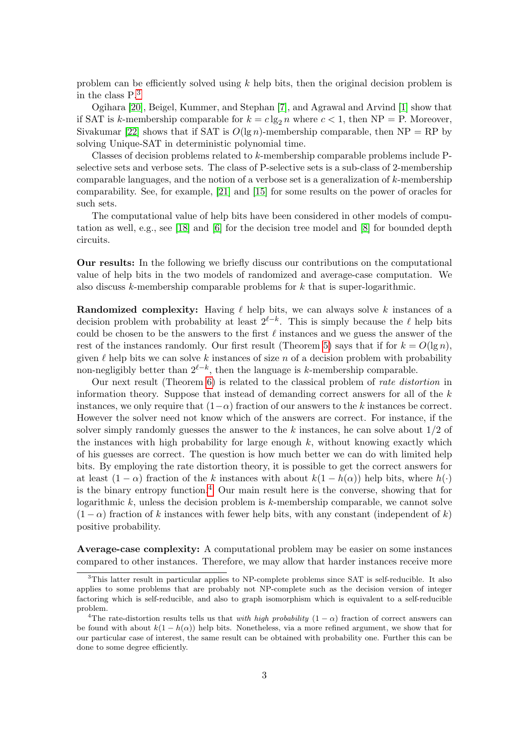problem can be efficiently solved using $k$ help bits, then the original decision problem is in the class P.[3]

Ogihara [20], Beigel, Kummer, and Stephan [7], and Agrawal and Arvind [1] show that if SAT is $k$-membership comparable for $k = c \lg_2 n$ where $c < 1$, then NP = P. Moreover, Sivakumar [22] shows that if SAT is $O(\lg n)$-membership comparable, then NP = RP by solving Unique-SAT in deterministic polynomial time.

Classes of decision problems related to $k$-membership comparable problems include P-selective sets and verbose sets. The class of P-selective sets is a sub-class of 2-membership comparable languages, and the notion of a verbose set is a generalization of $k$-membership comparability. See, for example, [21] and [15] for some results on the power of oracles for such sets.

The computational value of help bits have been considered in other models of computation as well, e.g., see [18] and [6] for the decision tree model and [8] for bounded depth circuits.

**Our results:** In the following we briefly discuss our contributions on the computational value of help bits in the two models of randomized and average-case computation. We also discuss $k$-membership comparable problems for $k$ that is super-logarithmic.

**Randomized complexity:** Having $\ell$ help bits, we can always solve $k$ instances of a decision problem with probability at least $2^{\ell-k}$. This is simply because the $\ell$ help bits could be chosen to be the answers to the first $\ell$ instances and we guess the answer of the rest of the instances randomly. Our first result (Theorem 5) says that if for $k = O(\lg n)$, given $\ell$ help bits we can solve $k$ instances of size $n$ of a decision problem with probability non-negligibly better than $2^{\ell-k}$, then the language is $k$-membership comparable.

Our next result (Theorem 6) is related to the classical problem of *rate distortion* in information theory. Suppose that instead of demanding correct answers for all of the $k$ instances, we only require that $(1-\alpha)$ fraction of our answers to the $k$ instances be correct. However the solver need not know which of the answers are correct. For instance, if the solver simply randomly guesses the answer to the $k$ instances, he can solve about $1/2$ of the instances with high probability for large enough $k$, without knowing exactly which of his guesses are correct. The question is how much better we can do with limited help bits. By employing the rate distortion theory, it is possible to get the correct answers for at least $(1-\alpha)$ fraction of the $k$ instances with about $k(1-h(\alpha))$ help bits, where $h(\cdot)$ is the binary entropy function.[4] Our main result here is the converse, showing that for logarithmic $k$, unless the decision problem is $k$-membership comparable, we cannot solve $(1-\alpha)$ fraction of $k$ instances with fewer help bits, with any constant (independent of $k$) positive probability.

**Average-case complexity:** A computational problem may be easier on some instances compared to other instances. Therefore, we may allow that harder instances receive more

---

[3] This latter result in particular applies to NP-complete problems since SAT is self-reducible. It also applies to some problems that are probably not NP-complete such as the decision version of integer factoring which is self-reducible, and also to graph isomorphism which is equivalent to a self-reducible problem.

[4] The rate-distortion results tells us that *with high probability* $(1-\alpha)$ fraction of correct answers can be found with about $k(1-h(\alpha))$ help bits. Nonetheless, via a more refined argument, we show that for our particular case of interest, the same result can be obtained with probability one. Further this can be done to some degree efficiently.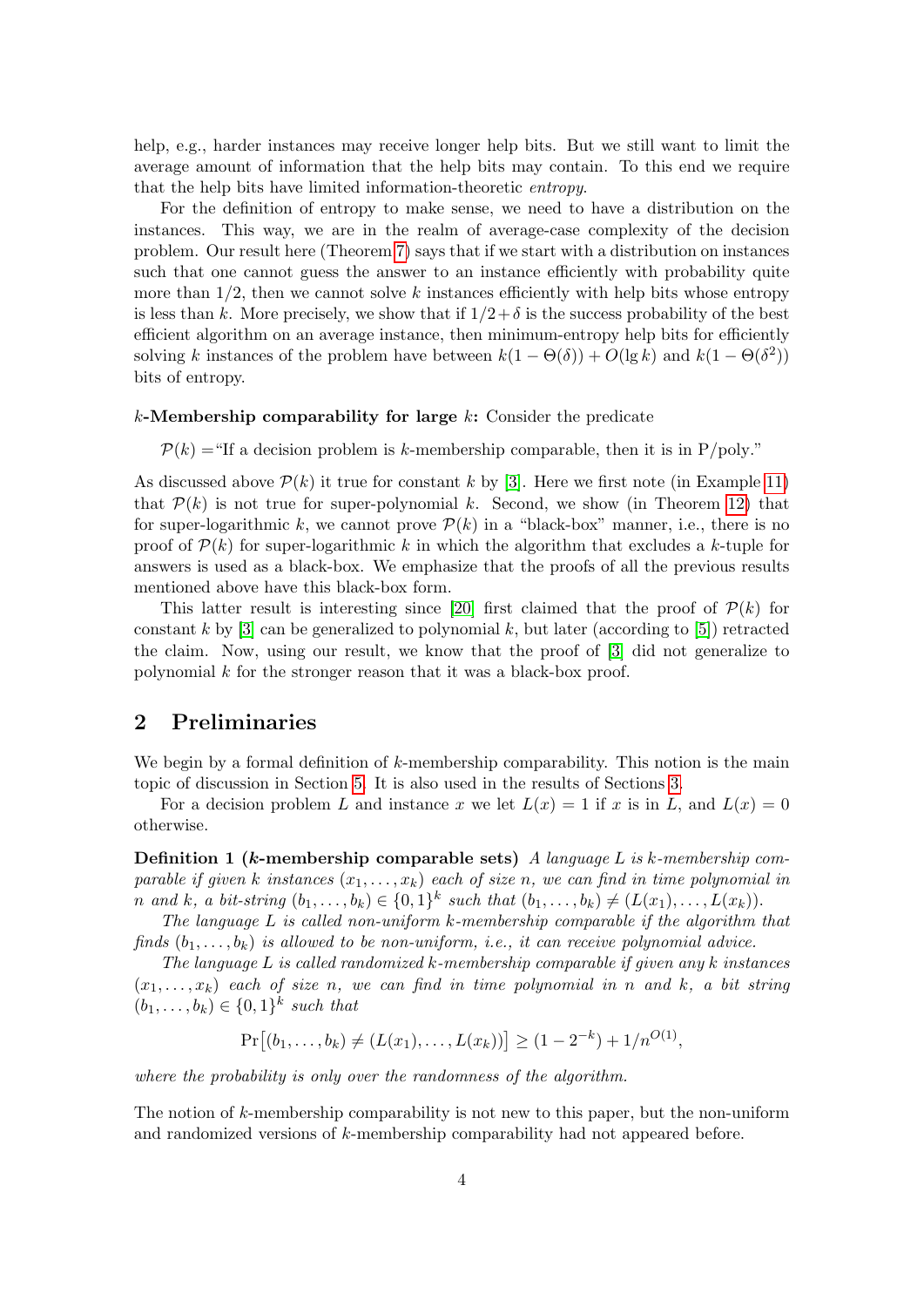help, e.g., harder instances may receive longer help bits. But we still want to limit the average amount of information that the help bits may contain. To this end we require that the help bits have limited information-theoretic *entropy*.

For the definition of entropy to make sense, we need to have a distribution on the instances. This way, we are in the realm of average-case complexity of the decision problem. Our result here (Theorem 7) says that if we start with a distribution on instances such that one cannot guess the answer to an instance efficiently with probability quite more than $1/2$, then we cannot solve $k$ instances efficiently with help bits whose entropy is less than $k$. More precisely, we show that if $1/2+\delta$ is the success probability of the best efficient algorithm on an average instance, then minimum-entropy help bits for efficiently solving $k$ instances of the problem have between $k(1-\Theta(\delta))+O(\lg k)$ and $k(1-\Theta(\delta^2))$ bits of entropy.

**$k$-Membership comparability for large $k$:** Consider the predicate

$\mathcal{P}(k) =$"If a decision problem is $k$-membership comparable, then it is in P/poly."

As discussed above $\mathcal{P}(k)$ it true for constant $k$ by [3]. Here we first note (in Example 11) that $\mathcal{P}(k)$ is not true for super-polynomial $k$. Second, we show (in Theorem 12) that for super-logarithmic $k$, we cannot prove $\mathcal{P}(k)$ in a "black-box" manner, i.e., there is no proof of $\mathcal{P}(k)$ for super-logarithmic $k$ in which the algorithm that excludes a $k$-tuple for answers is used as a black-box. We emphasize that the proofs of all the previous results mentioned above have this black-box form.

This latter result is interesting since [20] first claimed that the proof of $\mathcal{P}(k)$ for constant $k$ by [3] can be generalized to polynomial $k$, but later (according to [5]) retracted the claim. Now, using our result, we know that the proof of [3] did not generalize to polynomial $k$ for the stronger reason that it was a black-box proof.

## 2 Preliminaries

We begin by a formal definition of $k$-membership comparability. This notion is the main topic of discussion in Section 5. It is also used in the results of Sections 3.

For a decision problem $L$ and instance $x$ we let $L(x)=1$ if $x$ is in $L$, and $L(x)=0$ otherwise.

**Definition 1 ($k$-membership comparable sets)** *A language $L$ is $k$-membership comparable if given $k$ instances $(x_1,\ldots,x_k)$ each of size $n$, we can find in time polynomial in $n$ and $k$, a bit-string $(b_1,\ldots,b_k)\in\{0,1\}^k$ such that $(b_1,\ldots,b_k)\neq(L(x_1),\ldots,L(x_k))$.*

*The language $L$ is called non-uniform $k$-membership comparable if the algorithm that finds $(b_1,\ldots,b_k)$ is allowed to be non-uniform, i.e., it can receive polynomial advice.*

*The language $L$ is called randomized $k$-membership comparable if given any $k$ instances $(x_1,\ldots,x_k)$ each of size $n$, we can find in time polynomial in $n$ and $k$, a bit string $(b_1,\ldots,b_k)\in\{0,1\}^k$ such that*

$$\Pr\big[(b_1,\ldots,b_k)\neq(L(x_1),\ldots,L(x_k))\big]\geq(1-2^{-k})+1/n^{O(1)},$$

*where the probability is only over the randomness of the algorithm.*

The notion of $k$-membership comparability is not new to this paper, but the non-uniform and randomized versions of $k$-membership comparability had not appeared before.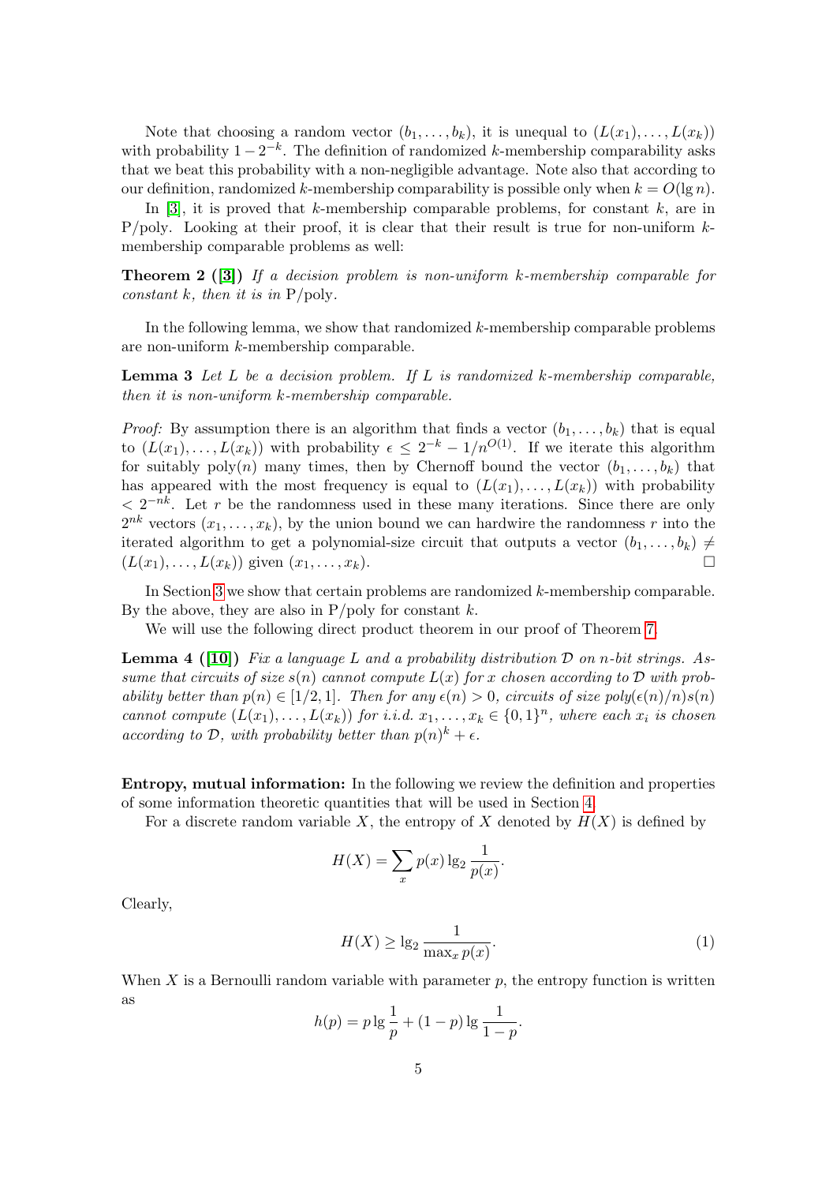Note that choosing a random vector $(b_1, \dots, b_k)$, it is unequal to $(L(x_1), \dots, L(x_k))$ with probability $1 - 2^{-k}$. The definition of randomized $k$-membership comparability asks that we beat this probability with a non-negligible advantage. Note also that according to our definition, randomized $k$-membership comparability is possible only when $k = O(\lg n)$.

In [3], it is proved that $k$-membership comparable problems, for constant $k$, are in P/poly. Looking at their proof, it is clear that their result is true for non-uniform $k$-membership comparable problems as well:

**Theorem 2 ([3])** *If a decision problem is non-uniform $k$-membership comparable for constant $k$, then it is in* P/poly.

In the following lemma, we show that randomized $k$-membership comparable problems are non-uniform $k$-membership comparable.

**Lemma 3** *Let $L$ be a decision problem. If $L$ is randomized $k$-membership comparable, then it is non-uniform $k$-membership comparable.*

*Proof:* By assumption there is an algorithm that finds a vector $(b_1, \dots, b_k)$ that is equal to $(L(x_1), \dots, L(x_k))$ with probability $\epsilon \leq 2^{-k} - 1/n^{O(1)}$. If we iterate this algorithm for suitably poly$(n)$ many times, then by Chernoff bound the vector $(b_1, \dots, b_k)$ that has appeared with the most frequency is equal to $(L(x_1), \dots, L(x_k))$ with probability $< 2^{-nk}$. Let $r$ be the randomness used in these many iterations. Since there are only $2^{nk}$ vectors $(x_1, \dots, x_k)$, by the union bound we can hardwire the randomness $r$ into the iterated algorithm to get a polynomial-size circuit that outputs a vector $(b_1, \dots, b_k) \neq (L(x_1), \dots, L(x_k))$ given $(x_1, \dots, x_k)$. □

In Section 3 we show that certain problems are randomized $k$-membership comparable. By the above, they are also in P/poly for constant $k$.

We will use the following direct product theorem in our proof of Theorem 7.

**Lemma 4 ([10])** *Fix a language $L$ and a probability distribution $\mathcal{D}$ on $n$-bit strings. Assume that circuits of size $s(n)$ cannot compute $L(x)$ for $x$ chosen according to $\mathcal{D}$ with probability better than $p(n) \in [1/2, 1]$. Then for any $\epsilon(n) > 0$, circuits of size $poly(\epsilon(n)/n)s(n)$ cannot compute $(L(x_1), \dots, L(x_k))$ for i.i.d. $x_1, \dots, x_k \in \{0,1\}^n$, where each $x_i$ is chosen according to $\mathcal{D}$, with probability better than $p(n)^k + \epsilon$.*

**Entropy, mutual information:** In the following we review the definition and properties of some information theoretic quantities that will be used in Section 4.

For a discrete random variable $X$, the entropy of $X$ denoted by $H(X)$ is defined by

$$H(X) = \sum_x p(x) \lg_2 \frac{1}{p(x)}.$$

Clearly,

$$H(X) \geq \lg_2 \frac{1}{\max_x p(x)}. \tag{1}$$

When $X$ is a Bernoulli random variable with parameter $p$, the entropy function is written as

$$h(p) = p \lg \frac{1}{p} + (1-p) \lg \frac{1}{1-p}.$$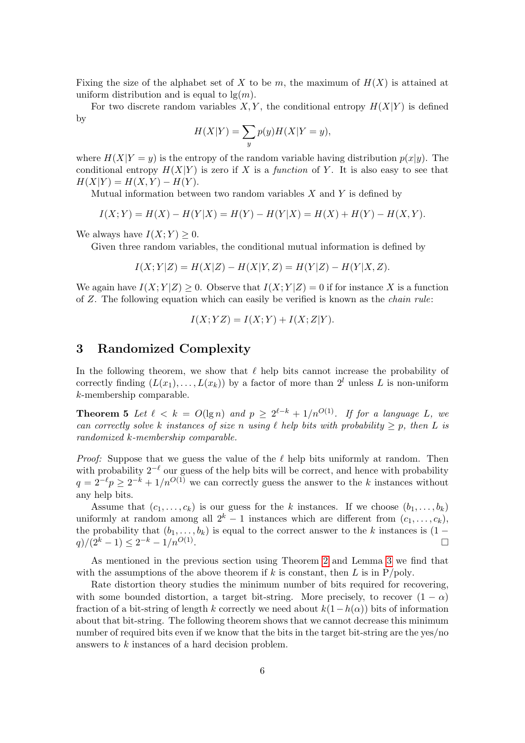Fixing the size of the alphabet set of $X$ to be $m$, the maximum of $H(X)$ is attained at uniform distribution and is equal to $\lg(m)$.

For two discrete random variables $X, Y$, the conditional entropy $H(X|Y)$ is defined by

$$H(X|Y) = \sum_{y} p(y) H(X|Y = y),$$

where $H(X|Y = y)$ is the entropy of the random variable having distribution $p(x|y)$. The conditional entropy $H(X|Y)$ is zero if $X$ is a *function* of $Y$. It is also easy to see that $H(X|Y) = H(X, Y) - H(Y)$.

Mutual information between two random variables $X$ and $Y$ is defined by

$$I(X;Y) = H(X) - H(Y|X) = H(Y) - H(Y|X) = H(X) + H(Y) - H(X,Y).$$

We always have $I(X;Y) \geq 0$.

Given three random variables, the conditional mutual information is defined by

$$I(X;Y|Z) = H(X|Z) - H(X|Y,Z) = H(Y|Z) - H(Y|X,Z).$$

We again have $I(X;Y|Z) \geq 0$. Observe that $I(X;Y|Z) = 0$ if for instance $X$ is a function of $Z$. The following equation which can easily be verified is known as the *chain rule*:

$$I(X;YZ) = I(X;Y) + I(X;Z|Y).$$

## 3 Randomized Complexity

In the following theorem, we show that $\ell$ help bits cannot increase the probability of correctly finding $(L(x_1), \ldots, L(x_k))$ by a factor of more than $2^l$ unless $L$ is non-uniform $k$-membership comparable.

**Theorem 5** *Let $\ell < k = O(\lg n)$ and $p \geq 2^{\ell - k} + 1/n^{O(1)}$. If for a language $L$, we can correctly solve $k$ instances of size $n$ using $\ell$ help bits with probability $\geq p$, then $L$ is randomized $k$-membership comparable.*

*Proof:* Suppose that we guess the value of the $\ell$ help bits uniformly at random. Then with probability $2^{-\ell}$ our guess of the help bits will be correct, and hence with probability $q = 2^{-\ell} p \geq 2^{-k} + 1/n^{O(1)}$ we can correctly guess the answer to the $k$ instances without any help bits.

Assume that $(c_1, \ldots, c_k)$ is our guess for the $k$ instances. If we choose $(b_1, \ldots, b_k)$ uniformly at random among all $2^k - 1$ instances which are different from $(c_1, \ldots, c_k)$, the probability that $(b_1, \ldots, b_k)$ is equal to the correct answer to the $k$ instances is $(1 - q)/(2^k - 1) \leq 2^{-k} - 1/n^{O(1)}$. □

As mentioned in the previous section using Theorem 2 and Lemma 3 we find that with the assumptions of the above theorem if $k$ is constant, then $L$ is in P/poly.

Rate distortion theory studies the minimum number of bits required for recovering, with some bounded distortion, a target bit-string. More precisely, to recover $(1 - \alpha)$ fraction of a bit-string of length $k$ correctly we need about $k(1 - h(\alpha))$ bits of information about that bit-string. The following theorem shows that we cannot decrease this minimum number of required bits even if we know that the bits in the target bit-string are the yes/no answers to $k$ instances of a hard decision problem.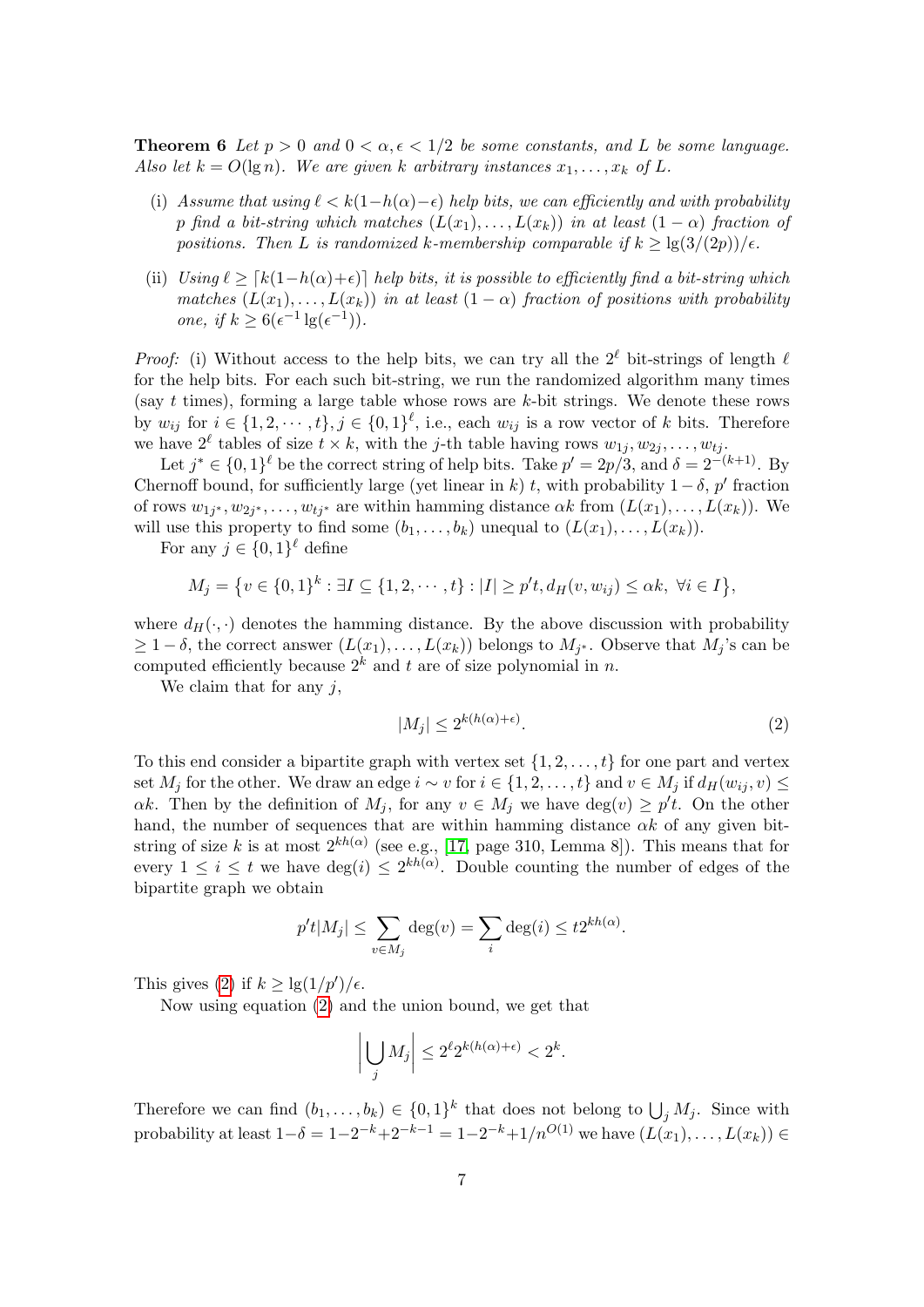**Theorem 6** *Let $p > 0$ and $0 < \alpha, \epsilon < 1/2$ be some constants, and $L$ be some language. Also let $k = O(\lg n)$. We are given $k$ arbitrary instances $x_1, \ldots, x_k$ of $L$.*

(i) *Assume that using $\ell < k(1-h(\alpha)-\epsilon)$ help bits, we can efficiently and with probability $p$ find a bit-string which matches $(L(x_1), \ldots, L(x_k))$ in at least $(1-\alpha)$ fraction of positions. Then $L$ is randomized $k$-membership comparable if $k \geq \lg(3/(2p))/\epsilon$.*

(ii) *Using $\ell \geq \lceil k(1-h(\alpha)+\epsilon) \rceil$ help bits, it is possible to efficiently find a bit-string which matches $(L(x_1), \ldots, L(x_k))$ in at least $(1-\alpha)$ fraction of positions with probability one, if $k \geq 6(\epsilon^{-1}\lg(\epsilon^{-1}))$.*

*Proof:* (i) Without access to the help bits, we can try all the $2^\ell$ bit-strings of length $\ell$ for the help bits. For each such bit-string, we run the randomized algorithm many times (say $t$ times), forming a large table whose rows are $k$-bit strings. We denote these rows by $w_{ij}$ for $i \in \{1, 2, \cdots, t\}, j \in \{0,1\}^\ell$, i.e., each $w_{ij}$ is a row vector of $k$ bits. Therefore we have $2^\ell$ tables of size $t \times k$, with the $j$-th table having rows $w_{1j}, w_{2j}, \ldots, w_{tj}$.

Let $j^* \in \{0,1\}^\ell$ be the correct string of help bits. Take $p' = 2p/3$, and $\delta = 2^{-(k+1)}$. By Chernoff bound, for sufficiently large (yet linear in $k$) $t$, with probability $1-\delta$, $p'$ fraction of rows $w_{1j^*}, w_{2j^*}, \ldots, w_{tj^*}$ are within hamming distance $\alpha k$ from $(L(x_1), \ldots, L(x_k))$. We will use this property to find some $(b_1, \ldots, b_k)$ unequal to $(L(x_1), \ldots, L(x_k))$.

For any $j \in \{0,1\}^\ell$ define

$$M_j = \left\{ v \in \{0,1\}^k : \exists I \subseteq \{1, 2, \cdots, t\} : |I| \geq p't, d_H(v, w_{ij}) \leq \alpha k, \ \forall i \in I \right\},$$

where $d_H(\cdot, \cdot)$ denotes the hamming distance. By the above discussion with probability $\geq 1-\delta$, the correct answer $(L(x_1), \ldots, L(x_k))$ belongs to $M_{j^*}$. Observe that $M_j$'s can be computed efficiently because $2^k$ and $t$ are of size polynomial in $n$.

We claim that for any $j$,

$$|M_j| \leq 2^{k(h(\alpha)+\epsilon)}. \tag{2}$$

To this end consider a bipartite graph with vertex set $\{1, 2, \ldots, t\}$ for one part and vertex set $M_j$ for the other. We draw an edge $i \sim v$ for $i \in \{1, 2, \ldots, t\}$ and $v \in M_j$ if $d_H(w_{ij}, v) \leq \alpha k$. Then by the definition of $M_j$, for any $v \in M_j$ we have $\deg(v) \geq p't$. On the other hand, the number of sequences that are within hamming distance $\alpha k$ of any given bit-string of size $k$ is at most $2^{kh(\alpha)}$ (see e.g., [17, page 310, Lemma 8]). This means that for every $1 \leq i \leq t$ we have $\deg(i) \leq 2^{kh(\alpha)}$. Double counting the number of edges of the bipartite graph we obtain

$$p't|M_j| \leq \sum_{v \in M_j} \deg(v) = \sum_i \deg(i) \leq t2^{kh(\alpha)}.$$

This gives (2) if $k \geq \lg(1/p')/\epsilon$.

Now using equation (2) and the union bound, we get that

$$\left| \bigcup_j M_j \right| \leq 2^\ell 2^{k(h(\alpha)+\epsilon)} < 2^k.$$

Therefore we can find $(b_1, \ldots, b_k) \in \{0,1\}^k$ that does not belong to $\bigcup_j M_j$. Since with probability at least $1-\delta = 1-2^{-k}+2^{-k-1} = 1-2^{-k}+1/n^{O(1)}$ we have $(L(x_1), \ldots, L(x_k)) \in$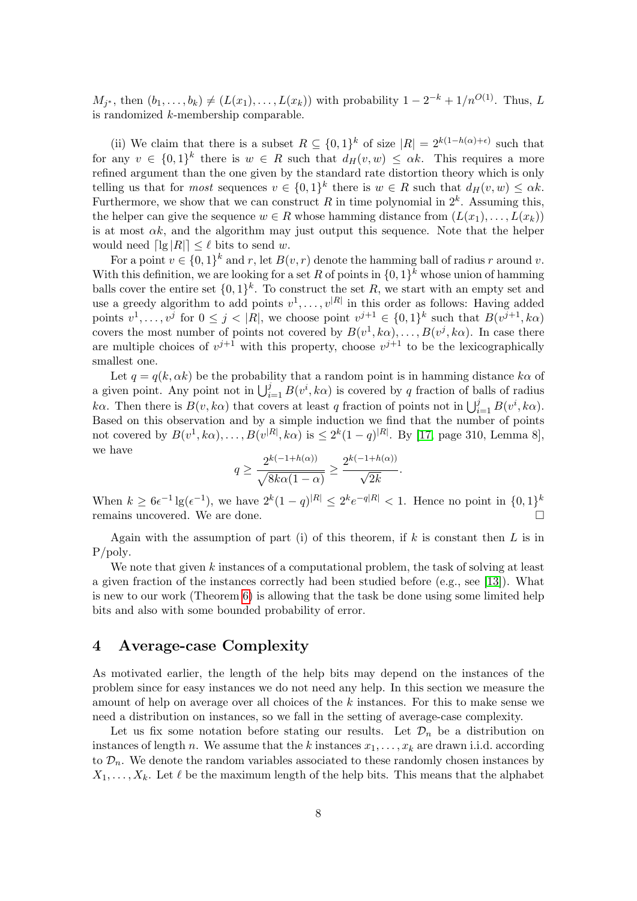$M_{j^*}$, then $(b_1, \ldots, b_k) \neq (L(x_1), \ldots, L(x_k))$ with probability $1 - 2^{-k} + 1/n^{O(1)}$. Thus, $L$ is randomized $k$-membership comparable.

(ii) We claim that there is a subset $R \subseteq \{0,1\}^k$ of size $|R| = 2^{k(1-h(\alpha)+\epsilon)}$ such that for any $v \in \{0,1\}^k$ there is $w \in R$ such that $d_H(v, w) \leq \alpha k$. This requires a more refined argument than the one given by the standard rate distortion theory which is only telling us that for *most* sequences $v \in \{0,1\}^k$ there is $w \in R$ such that $d_H(v, w) \leq \alpha k$. Furthermore, we show that we can construct $R$ in time polynomial in $2^k$. Assuming this, the helper can give the sequence $w \in R$ whose hamming distance from $(L(x_1), \ldots, L(x_k))$ is at most $\alpha k$, and the algorithm may just output this sequence. Note that the helper would need $\lceil \lg |R| \rceil \leq \ell$ bits to send $w$.

For a point $v \in \{0,1\}^k$ and $r$, let $B(v, r)$ denote the hamming ball of radius $r$ around $v$. With this definition, we are looking for a set $R$ of points in $\{0,1\}^k$ whose union of hamming balls cover the entire set $\{0,1\}^k$. To construct the set $R$, we start with an empty set and use a greedy algorithm to add points $v^1, \ldots, v^{|R|}$ in this order as follows: Having added points $v^1, \ldots, v^j$ for $0 \leq j < |R|$, we choose point $v^{j+1} \in \{0,1\}^k$ such that $B(v^{j+1}, k\alpha)$ covers the most number of points not covered by $B(v^1, k\alpha), \ldots, B(v^j, k\alpha)$. In case there are multiple choices of $v^{j+1}$ with this property, choose $v^{j+1}$ to be the lexicographically smallest one.

Let $q = q(k, \alpha k)$ be the probability that a random point is in hamming distance $k\alpha$ of a given point. Any point not in $\bigcup_{i=1}^{j} B(v^i, k\alpha)$ is covered by $q$ fraction of balls of radius $k\alpha$. Then there is $B(v, k\alpha)$ that covers at least $q$ fraction of points not in $\bigcup_{i=1}^{j} B(v^i, k\alpha)$. Based on this observation and by a simple induction we find that the number of points not covered by $B(v^1, k\alpha), \ldots, B(v^{|R|}, k\alpha)$ is $\leq 2^k (1-q)^{|R|}$. By [17, page 310, Lemma 8], we have

$$q \geq \frac{2^{k(-1+h(\alpha))}}{\sqrt{8k\alpha(1-\alpha)}} \geq \frac{2^{k(-1+h(\alpha))}}{\sqrt{2k}}.$$

When $k \geq 6\epsilon^{-1} \lg(\epsilon^{-1})$, we have $2^k (1-q)^{|R|} \leq 2^k e^{-q|R|} < 1$. Hence no point in $\{0,1\}^k$ remains uncovered. We are done. □

Again with the assumption of part (i) of this theorem, if $k$ is constant then $L$ is in P/poly.

We note that given $k$ instances of a computational problem, the task of solving at least a given fraction of the instances correctly had been studied before (e.g., see [13]). What is new to our work (Theorem 6) is allowing that the task be done using some limited help bits and also with some bounded probability of error.

## 4 Average-case Complexity

As motivated earlier, the length of the help bits may depend on the instances of the problem since for easy instances we do not need any help. In this section we measure the amount of help on average over all choices of the $k$ instances. For this to make sense we need a distribution on instances, so we fall in the setting of average-case complexity.

Let us fix some notation before stating our results. Let $\mathcal{D}_n$ be a distribution on instances of length $n$. We assume that the $k$ instances $x_1, \ldots, x_k$ are drawn i.i.d. according to $\mathcal{D}_n$. We denote the random variables associated to these randomly chosen instances by $X_1, \ldots, X_k$. Let $\ell$ be the maximum length of the help bits. This means that the alphabet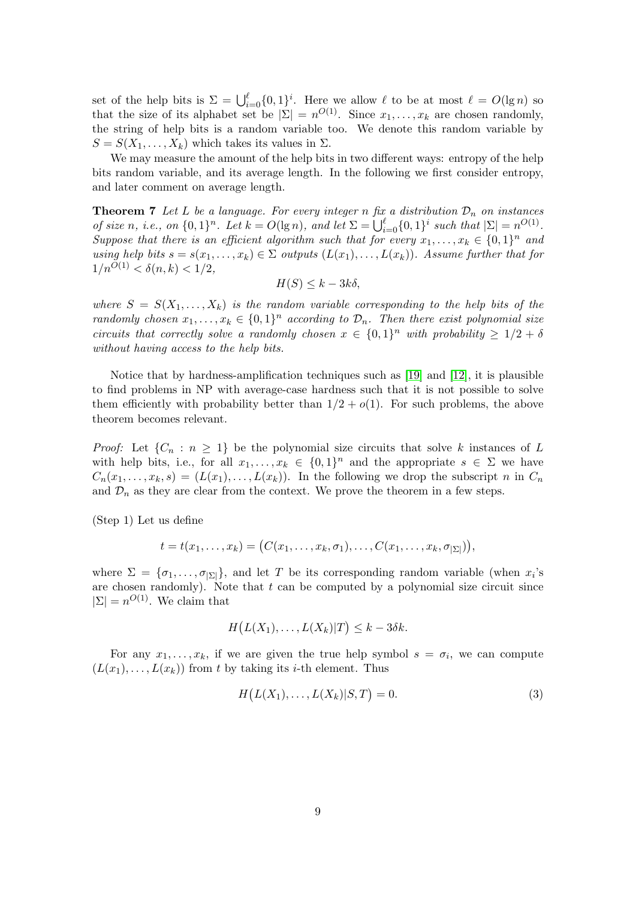set of the help bits is $\Sigma = \bigcup_{i=0}^{\ell}\{0,1\}^i$. Here we allow $\ell$ to be at most $\ell = O(\lg n)$ so that the size of its alphabet set be $|\Sigma| = n^{O(1)}$. Since $x_1, \dots, x_k$ are chosen randomly, the string of help bits is a random variable too. We denote this random variable by $S = S(X_1, \dots, X_k)$ which takes its values in $\Sigma$.

We may measure the amount of the help bits in two different ways: entropy of the help bits random variable, and its average length. In the following we first consider entropy, and later comment on average length.

**Theorem 7** *Let $L$ be a language. For every integer $n$ fix a distribution $\mathcal{D}_n$ on instances of size $n$, i.e., on $\{0,1\}^n$. Let $k = O(\lg n)$, and let $\Sigma = \bigcup_{i=0}^{\ell}\{0,1\}^i$ such that $|\Sigma| = n^{O(1)}$. Suppose that there is an efficient algorithm such that for every $x_1, \dots, x_k \in \{0,1\}^n$ and using help bits $s = s(x_1, \dots, x_k) \in \Sigma$ outputs $(L(x_1), \dots, L(x_k))$. Assume further that for $1/n^{O(1)} < \delta(n,k) < 1/2$,*

$$H(S) \leq k - 3k\delta,$$

*where $S = S(X_1, \dots, X_k)$ is the random variable corresponding to the help bits of the randomly chosen $x_1, \dots, x_k \in \{0,1\}^n$ according to $\mathcal{D}_n$. Then there exist polynomial size circuits that correctly solve a randomly chosen $x \in \{0,1\}^n$ with probability $\geq 1/2 + \delta$ without having access to the help bits.*

Notice that by hardness-amplification techniques such as [19] and [12], it is plausible to find problems in NP with average-case hardness such that it is not possible to solve them efficiently with probability better than $1/2 + o(1)$. For such problems, the above theorem becomes relevant.

*Proof:* Let $\{C_n : n \geq 1\}$ be the polynomial size circuits that solve $k$ instances of $L$ with help bits, i.e., for all $x_1, \dots, x_k \in \{0,1\}^n$ and the appropriate $s \in \Sigma$ we have $C_n(x_1, \dots, x_k, s) = (L(x_1), \dots, L(x_k))$. In the following we drop the subscript $n$ in $C_n$ and $\mathcal{D}_n$ as they are clear from the context. We prove the theorem in a few steps.

(Step 1) Let us define

$$t = t(x_1, \dots, x_k) = \big(C(x_1, \dots, x_k, \sigma_1), \dots, C(x_1, \dots, x_k, \sigma_{|\Sigma|})\big),$$

where $\Sigma = \{\sigma_1, \dots, \sigma_{|\Sigma|}\}$, and let $T$ be its corresponding random variable (when $x_i$'s are chosen randomly). Note that $t$ can be computed by a polynomial size circuit since $|\Sigma| = n^{O(1)}$. We claim that

$$H\big(L(X_1), \dots, L(X_k)|T\big) \leq k - 3\delta k.$$

For any $x_1, \dots, x_k$, if we are given the true help symbol $s = \sigma_i$, we can compute $(L(x_1), \dots, L(x_k))$ from $t$ by taking its $i$-th element. Thus

$$H\big(L(X_1), \dots, L(X_k)|S, T\big) = 0. \tag{3}$$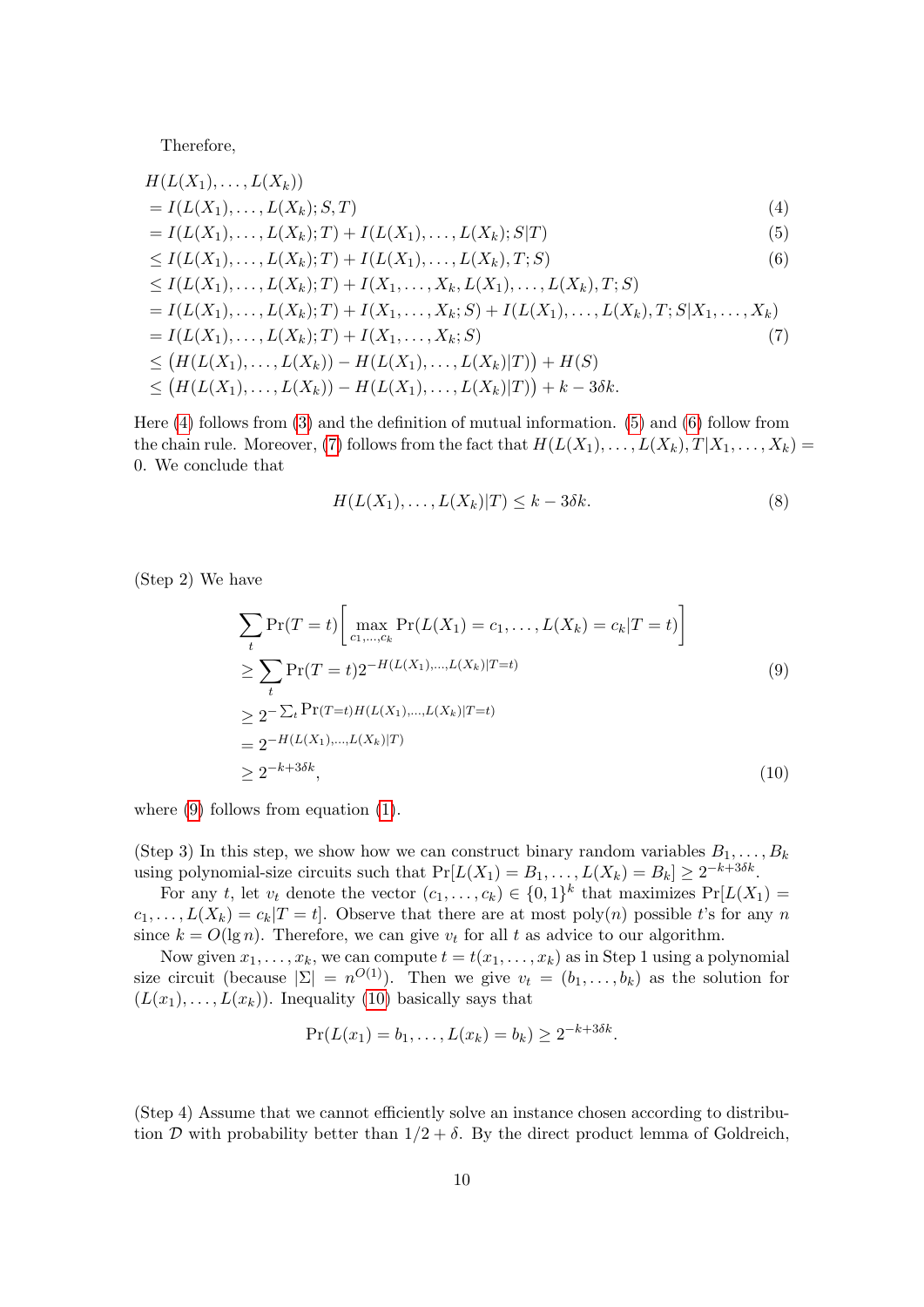Therefore,

$$
\begin{aligned}
& H(L(X_1),\ldots,L(X_k)) \\
&= I(L(X_1),\ldots,L(X_k);S,T) && (4)\\
&= I(L(X_1),\ldots,L(X_k);T) + I(L(X_1),\ldots,L(X_k);S|T) && (5)\\
&\leq I(L(X_1),\ldots,L(X_k);T) + I(L(X_1),\ldots,L(X_k),T;S) && (6)\\
&\leq I(L(X_1),\ldots,L(X_k);T) + I(X_1,\ldots,X_k,L(X_1),\ldots,L(X_k),T;S) \\
&= I(L(X_1),\ldots,L(X_k);T) + I(X_1,\ldots,X_k;S) + I(L(X_1),\ldots,L(X_k),T;S|X_1,\ldots,X_k) \\
&= I(L(X_1),\ldots,L(X_k);T) + I(X_1,\ldots,X_k;S) && (7)\\
&\leq \big(H(L(X_1),\ldots,L(X_k)) - H(L(X_1),\ldots,L(X_k)|T)\big) + H(S) \\
&\leq \big(H(L(X_1),\ldots,L(X_k)) - H(L(X_1),\ldots,L(X_k)|T)\big) + k - 3\delta k.
\end{aligned}
$$

Here (4) follows from (3) and the definition of mutual information. (5) and (6) follow from the chain rule. Moreover, (7) follows from the fact that $H(L(X_1),\ldots,L(X_k),T|X_1,\ldots,X_k) = 0$. We conclude that

$$
H(L(X_1),\ldots,L(X_k)|T) \leq k - 3\delta k. \tag{8}
$$

(Step 2) We have

$$
\begin{aligned}
& \sum_t \Pr(T=t)\Big[\max_{c_1,\ldots,c_k} \Pr(L(X_1)=c_1,\ldots,L(X_k)=c_k|T=t)\Big] \\
&\geq \sum_t \Pr(T=t) 2^{-H(L(X_1),\ldots,L(X_k)|T=t)} && (9)\\
&\geq 2^{-\sum_t \Pr(T=t) H(L(X_1),\ldots,L(X_k)|T=t)} \\
&= 2^{-H(L(X_1),\ldots,L(X_k)|T)} \\
&\geq 2^{-k+3\delta k}, && (10)
\end{aligned}
$$

where (9) follows from equation (1).

(Step 3) In this step, we show how we can construct binary random variables $B_1,\ldots,B_k$ using polynomial-size circuits such that $\Pr[L(X_1)=B_1,\ldots,L(X_k)=B_k] \geq 2^{-k+3\delta k}$.

For any $t$, let $v_t$ denote the vector $(c_1,\ldots,c_k) \in \{0,1\}^k$ that maximizes $\Pr[L(X_1)=c_1,\ldots,L(X_k)=c_k|T=t]$. Observe that there are at most $\mathrm{poly}(n)$ possible $t$'s for any $n$ since $k = O(\lg n)$. Therefore, we can give $v_t$ for all $t$ as advice to our algorithm.

Now given $x_1,\ldots,x_k$, we can compute $t = t(x_1,\ldots,x_k)$ as in Step 1 using a polynomial size circuit (because $|\Sigma| = n^{O(1)}$). Then we give $v_t = (b_1,\ldots,b_k)$ as the solution for $(L(x_1),\ldots,L(x_k))$. Inequality (10) basically says that

$$
\Pr(L(x_1)=b_1,\ldots,L(x_k)=b_k) \geq 2^{-k+3\delta k}.
$$

(Step 4) Assume that we cannot efficiently solve an instance chosen according to distribution $\mathcal{D}$ with probability better than $1/2+\delta$. By the direct product lemma of Goldreich,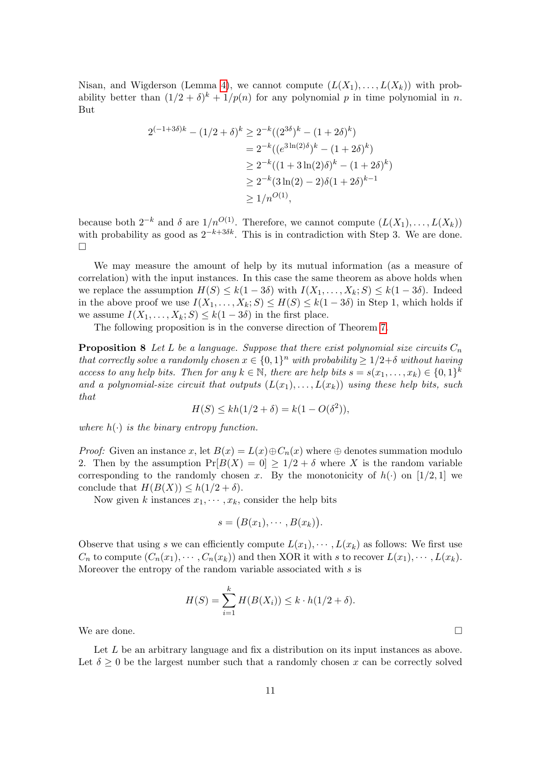Nisan, and Wigderson (Lemma 4), we cannot compute $(L(X_1), \dots, L(X_k))$ with probability better than $(1/2+\delta)^k + 1/p(n)$ for any polynomial $p$ in time polynomial in $n$. But

$$
\begin{aligned}
2^{(-1+3\delta)k} - (1/2+\delta)^k &\geq 2^{-k}((2^{3\delta})^k - (1+2\delta)^k) \\
&= 2^{-k}((e^{3\ln(2)\delta})^k - (1+2\delta)^k) \\
&\geq 2^{-k}((1+3\ln(2)\delta)^k - (1+2\delta)^k) \\
&\geq 2^{-k}(3\ln(2)-2)\delta(1+2\delta)^{k-1} \\
&\geq 1/n^{O(1)},
\end{aligned}
$$

because both $2^{-k}$ and $\delta$ are $1/n^{O(1)}$. Therefore, we cannot compute $(L(X_1), \dots, L(X_k))$ with probability as good as $2^{-k+3\delta k}$. This is in contradiction with Step 3. We are done. □

We may measure the amount of help by its mutual information (as a measure of correlation) with the input instances. In this case the same theorem as above holds when we replace the assumption $H(S) \leq k(1-3\delta)$ with $I(X_1, \dots, X_k; S) \leq k(1-3\delta)$. Indeed in the above proof we use $I(X_1, \dots, X_k; S) \leq H(S) \leq k(1-3\delta)$ in Step 1, which holds if we assume $I(X_1, \dots, X_k; S) \leq k(1-3\delta)$ in the first place.

The following proposition is in the converse direction of Theorem 7.

**Proposition 8** *Let $L$ be a language. Suppose that there exist polynomial size circuits $C_n$ that correctly solve a randomly chosen $x \in \{0,1\}^n$ with probability $\geq 1/2+\delta$ without having access to any help bits. Then for any $k \in \mathbb{N}$, there are help bits $s = s(x_1, \dots, x_k) \in \{0,1\}^k$ and a polynomial-size circuit that outputs $(L(x_1), \dots, L(x_k))$ using these help bits, such that*

$$H(S) \leq kh(1/2+\delta) = k(1 - O(\delta^2)),$$

*where $h(\cdot)$ is the binary entropy function.*

*Proof:* Given an instance $x$, let $B(x) = L(x) \oplus C_n(x)$ where $\oplus$ denotes summation modulo 2. Then by the assumption $\Pr[B(X) = 0] \geq 1/2+\delta$ where $X$ is the random variable corresponding to the randomly chosen $x$. By the monotonicity of $h(\cdot)$ on $[1/2, 1]$ we conclude that $H(B(X)) \leq h(1/2+\delta)$.

Now given $k$ instances $x_1, \cdots, x_k$, consider the help bits

$$s = \big(B(x_1), \cdots, B(x_k)\big).$$

Observe that using $s$ we can efficiently compute $L(x_1), \cdots, L(x_k)$ as follows: We first use $C_n$ to compute $(C_n(x_1), \cdots, C_n(x_k))$ and then XOR it with $s$ to recover $L(x_1), \cdots, L(x_k)$. Moreover the entropy of the random variable associated with $s$ is

$$H(S) = \sum_{i=1}^{k} H(B(X_i)) \leq k \cdot h(1/2+\delta).$$

We are done. □

Let $L$ be an arbitrary language and fix a distribution on its input instances as above. Let $\delta \geq 0$ be the largest number such that a randomly chosen $x$ can be correctly solved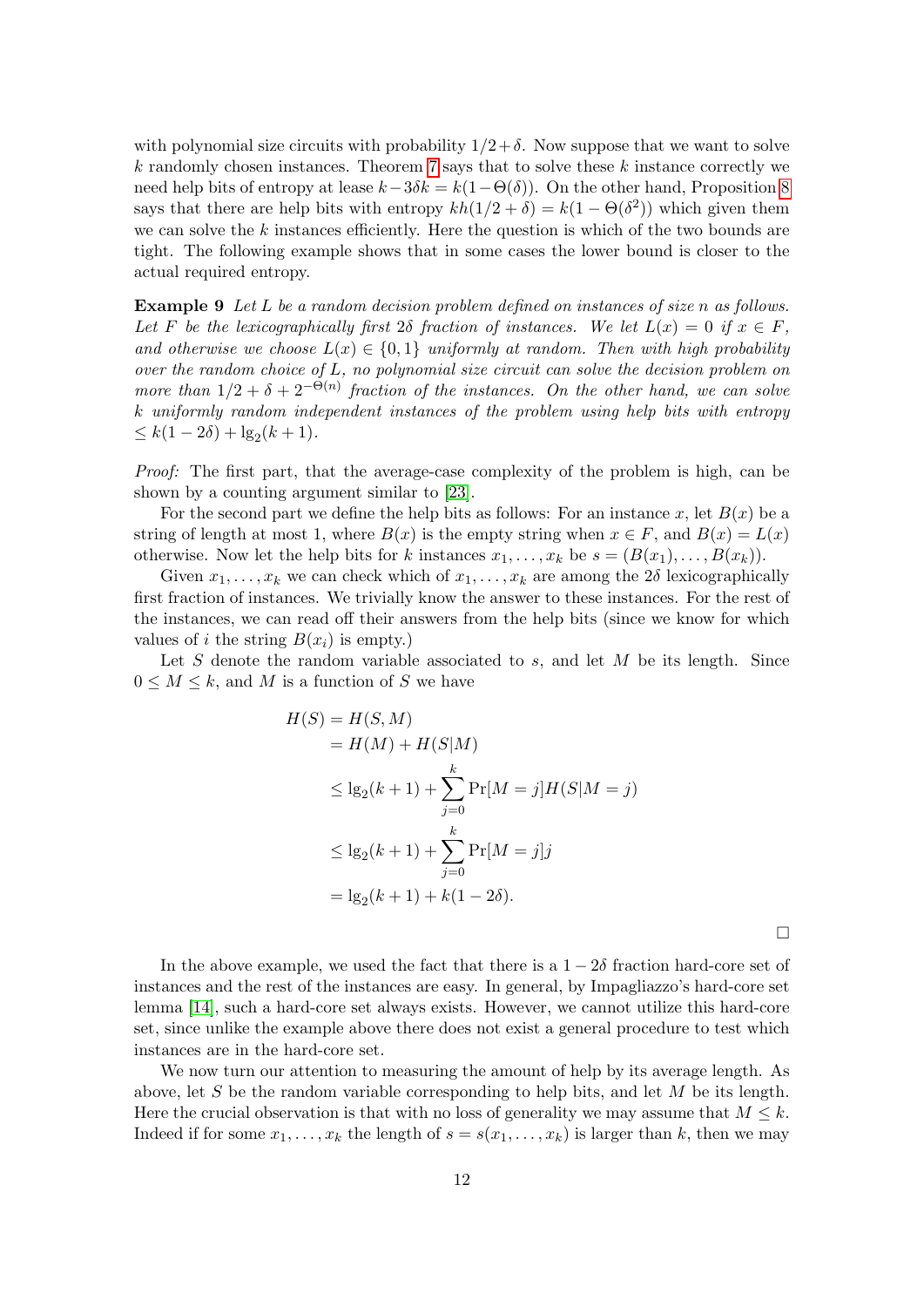with polynomial size circuits with probability $1/2+\delta$. Now suppose that we want to solve $k$ randomly chosen instances. Theorem 7 says that to solve these $k$ instance correctly we need help bits of entropy at lease $k-3\delta k = k(1-\Theta(\delta))$. On the other hand, Proposition 8 says that there are help bits with entropy $kh(1/2+\delta) = k(1-\Theta(\delta^2))$ which given them we can solve the $k$ instances efficiently. Here the question is which of the two bounds are tight. The following example shows that in some cases the lower bound is closer to the actual required entropy.

**Example 9** *Let $L$ be a random decision problem defined on instances of size $n$ as follows. Let $F$ be the lexicographically first $2\delta$ fraction of instances. We let $L(x) = 0$ if $x \in F$, and otherwise we choose $L(x) \in \{0,1\}$ uniformly at random. Then with high probability over the random choice of $L$, no polynomial size circuit can solve the decision problem on more than $1/2+\delta+2^{-\Theta(n)}$ fraction of the instances. On the other hand, we can solve $k$ uniformly random independent instances of the problem using help bits with entropy $\leq k(1-2\delta)+\lg_2(k+1)$.*

*Proof:* The first part, that the average-case complexity of the problem is high, can be shown by a counting argument similar to [23].

For the second part we define the help bits as follows: For an instance $x$, let $B(x)$ be a string of length at most 1, where $B(x)$ is the empty string when $x \in F$, and $B(x) = L(x)$ otherwise. Now let the help bits for $k$ instances $x_1,\dots,x_k$ be $s = (B(x_1),\dots,B(x_k))$.

Given $x_1,\dots,x_k$ we can check which of $x_1,\dots,x_k$ are among the $2\delta$ lexicographically first fraction of instances. We trivially know the answer to these instances. For the rest of the instances, we can read off their answers from the help bits (since we know for which values of $i$ the string $B(x_i)$ is empty.)

Let $S$ denote the random variable associated to $s$, and let $M$ be its length. Since $0 \leq M \leq k$, and $M$ is a function of $S$ we have

$$
\begin{aligned}
H(S) &= H(S,M) \\
&= H(M) + H(S|M) \\
&\leq \lg_2(k+1) + \sum_{j=0}^{k} \Pr[M=j] H(S|M=j) \\
&\leq \lg_2(k+1) + \sum_{j=0}^{k} \Pr[M=j] j \\
&= \lg_2(k+1) + k(1-2\delta).
\end{aligned}
$$

□

In the above example, we used the fact that there is a $1-2\delta$ fraction hard-core set of instances and the rest of the instances are easy. In general, by Impagliazzo's hard-core set lemma [14], such a hard-core set always exists. However, we cannot utilize this hard-core set, since unlike the example above there does not exist a general procedure to test which instances are in the hard-core set.

We now turn our attention to measuring the amount of help by its average length. As above, let $S$ be the random variable corresponding to help bits, and let $M$ be its length. Here the crucial observation is that with no loss of generality we may assume that $M \leq k$. Indeed if for some $x_1,\dots,x_k$ the length of $s = s(x_1,\dots,x_k)$ is larger than $k$, then we may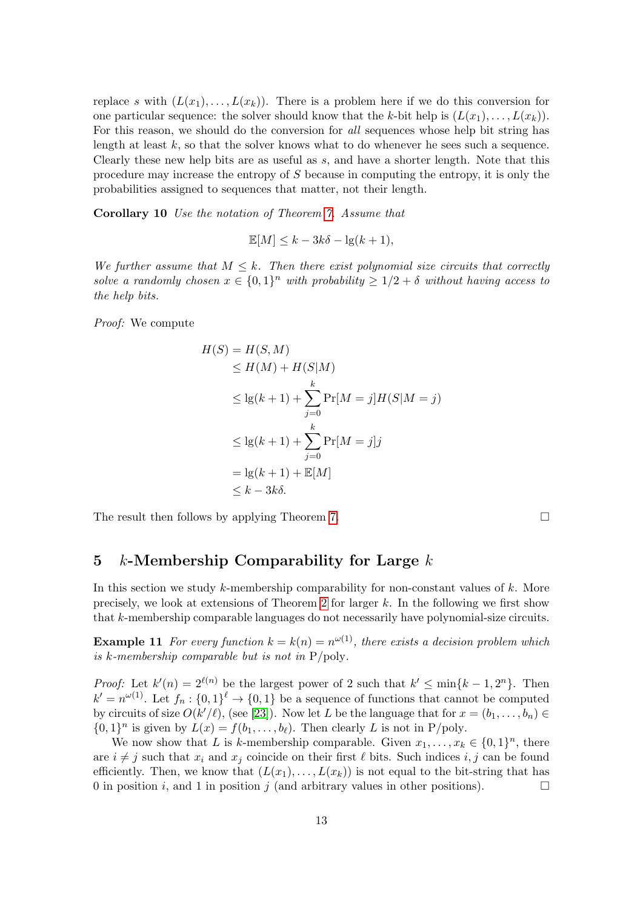replace $s$ with $(L(x_1), \ldots, L(x_k))$. There is a problem here if we do this conversion for one particular sequence: the solver should know that the $k$-bit help is $(L(x_1), \ldots, L(x_k))$. For this reason, we should do the conversion for *all* sequences whose help bit string has length at least $k$, so that the solver knows what to do whenever he sees such a sequence. Clearly these new help bits are as useful as $s$, and have a shorter length. Note that this procedure may increase the entropy of $S$ because in computing the entropy, it is only the probabilities assigned to sequences that matter, not their length.

**Corollary 10** *Use the notation of Theorem 7. Assume that*

$$\mathbb{E}[M] \leq k - 3k\delta - \lg(k+1),$$

*We further assume that $M \leq k$. Then there exist polynomial size circuits that correctly solve a randomly chosen $x \in \{0,1\}^n$ with probability $\geq 1/2 + \delta$ without having access to the help bits.*

*Proof:* We compute

$$\begin{aligned}
H(S) &= H(S, M) \\
&\leq H(M) + H(S|M) \\
&\leq \lg(k+1) + \sum_{j=0}^{k} \Pr[M = j] H(S|M = j) \\
&\leq \lg(k+1) + \sum_{j=0}^{k} \Pr[M = j] j \\
&= \lg(k+1) + \mathbb{E}[M] \\
&\leq k - 3k\delta.
\end{aligned}$$

The result then follows by applying Theorem 7. $\square$

## 5 $k$-Membership Comparability for Large $k$

In this section we study $k$-membership comparability for non-constant values of $k$. More precisely, we look at extensions of Theorem 2 for larger $k$. In the following we first show that $k$-membership comparable languages do not necessarily have polynomial-size circuits.

**Example 11** *For every function $k = k(n) = n^{\omega(1)}$, there exists a decision problem which is $k$-membership comparable but is not in* P/poly.

*Proof:* Let $k'(n) = 2^{\ell(n)}$ be the largest power of 2 such that $k' \leq \min\{k-1, 2^n\}$. Then $k' = n^{\omega(1)}$. Let $f_n : \{0,1\}^\ell \to \{0,1\}$ be a sequence of functions that cannot be computed by circuits of size $O(k'/\ell)$, (see [23]). Now let $L$ be the language that for $x = (b_1, \ldots, b_n) \in \{0,1\}^n$ is given by $L(x) = f(b_1, \ldots, b_\ell)$. Then clearly $L$ is not in P/poly.

We now show that $L$ is $k$-membership comparable. Given $x_1, \ldots, x_k \in \{0,1\}^n$, there are $i \neq j$ such that $x_i$ and $x_j$ coincide on their first $\ell$ bits. Such indices $i, j$ can be found efficiently. Then, we know that $(L(x_1), \ldots, L(x_k))$ is not equal to the bit-string that has 0 in position $i$, and 1 in position $j$ (and arbitrary values in other positions). $\square$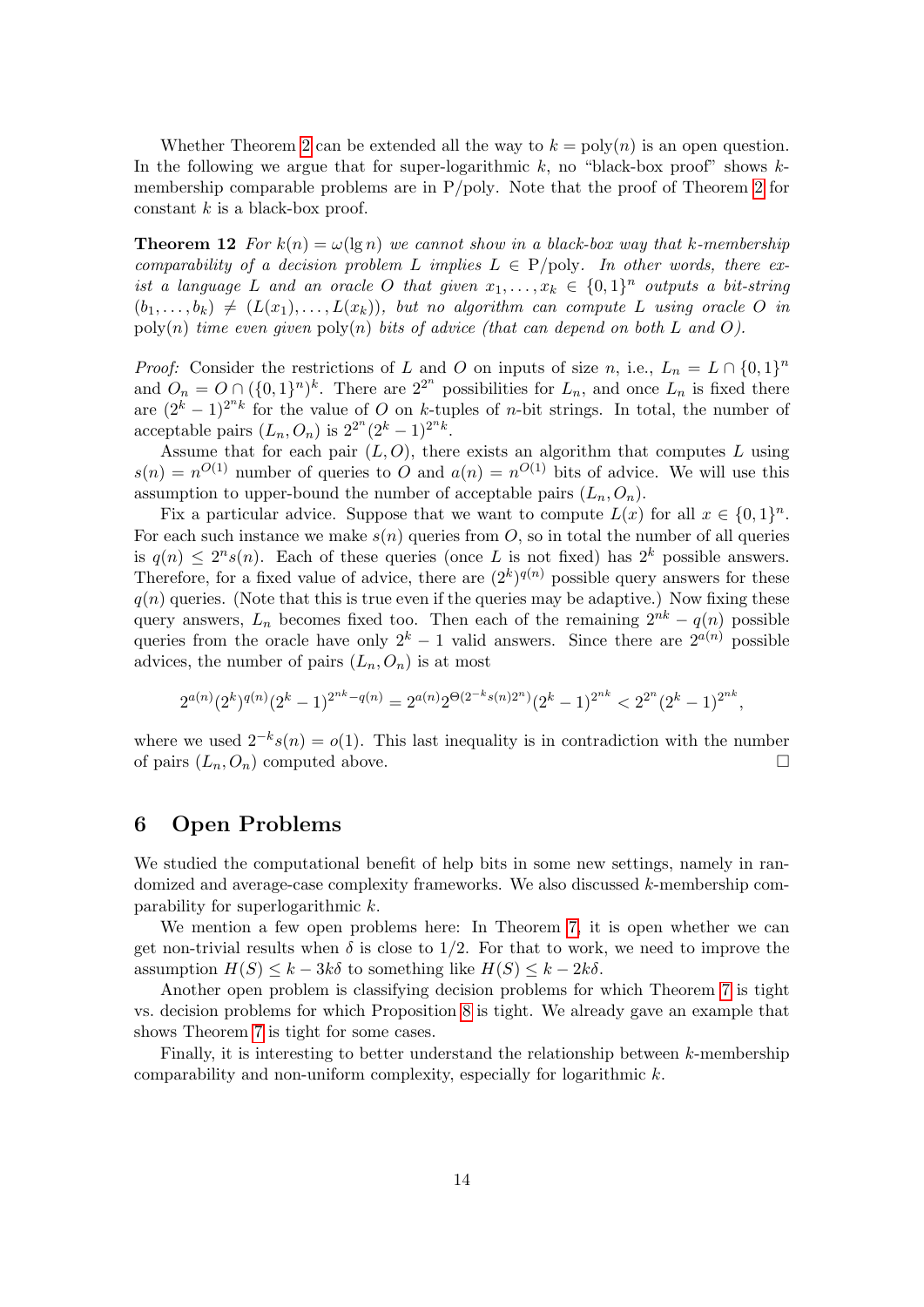Whether Theorem 2 can be extended all the way to $k = \mathrm{poly}(n)$ is an open question. In the following we argue that for super-logarithmic $k$, no "black-box proof" shows $k$-membership comparable problems are in P/poly. Note that the proof of Theorem 2 for constant $k$ is a black-box proof.

**Theorem 12** *For $k(n) = \omega(\lg n)$ we cannot show in a black-box way that $k$-membership comparability of a decision problem $L$ implies $L \in \mathrm{P/poly}$. In other words, there exist a language $L$ and an oracle $O$ that given $x_1, \ldots, x_k \in \{0,1\}^n$ outputs a bit-string $(b_1, \ldots, b_k) \neq (L(x_1), \ldots, L(x_k))$, but no algorithm can compute $L$ using oracle $O$ in $\mathrm{poly}(n)$ time even given $\mathrm{poly}(n)$ bits of advice (that can depend on both $L$ and $O$).*

*Proof:* Consider the restrictions of $L$ and $O$ on inputs of size $n$, i.e., $L_n = L \cap \{0,1\}^n$ and $O_n = O \cap (\{0,1\}^n)^k$. There are $2^{2^n}$ possibilities for $L_n$, and once $L_n$ is fixed there are $(2^k - 1)^{2^n k}$ for the value of $O$ on $k$-tuples of $n$-bit strings. In total, the number of acceptable pairs $(L_n, O_n)$ is $2^{2^n}(2^k - 1)^{2^n k}$.

Assume that for each pair $(L, O)$, there exists an algorithm that computes $L$ using $s(n) = n^{O(1)}$ number of queries to $O$ and $a(n) = n^{O(1)}$ bits of advice. We will use this assumption to upper-bound the number of acceptable pairs $(L_n, O_n)$.

Fix a particular advice. Suppose that we want to compute $L(x)$ for all $x \in \{0,1\}^n$. For each such instance we make $s(n)$ queries from $O$, so in total the number of all queries is $q(n) \leq 2^n s(n)$. Each of these queries (once $L$ is not fixed) has $2^k$ possible answers. Therefore, for a fixed value of advice, there are $(2^k)^{q(n)}$ possible query answers for these $q(n)$ queries. (Note that this is true even if the queries may be adaptive.) Now fixing these query answers, $L_n$ becomes fixed too. Then each of the remaining $2^{nk} - q(n)$ possible queries from the oracle have only $2^k - 1$ valid answers. Since there are $2^{a(n)}$ possible advices, the number of pairs $(L_n, O_n)$ is at most

$$2^{a(n)}(2^k)^{q(n)}(2^k - 1)^{2^{nk} - q(n)} = 2^{a(n)} 2^{\Theta(2^{-k} s(n) 2^n)} (2^k - 1)^{2^{nk}} < 2^{2^n}(2^k - 1)^{2^{nk}},$$

where we used $2^{-k}s(n) = o(1)$. This last inequality is in contradiction with the number of pairs $(L_n, O_n)$ computed above. $\square$

## 6 Open Problems

We studied the computational benefit of help bits in some new settings, namely in randomized and average-case complexity frameworks. We also discussed $k$-membership comparability for superlogarithmic $k$.

We mention a few open problems here: In Theorem 7, it is open whether we can get non-trivial results when $\delta$ is close to $1/2$. For that to work, we need to improve the assumption $H(S) \leq k - 3k\delta$ to something like $H(S) \leq k - 2k\delta$.

Another open problem is classifying decision problems for which Theorem 7 is tight vs. decision problems for which Proposition 8 is tight. We already gave an example that shows Theorem 7 is tight for some cases.

Finally, it is interesting to better understand the relationship between $k$-membership comparability and non-uniform complexity, especially for logarithmic $k$.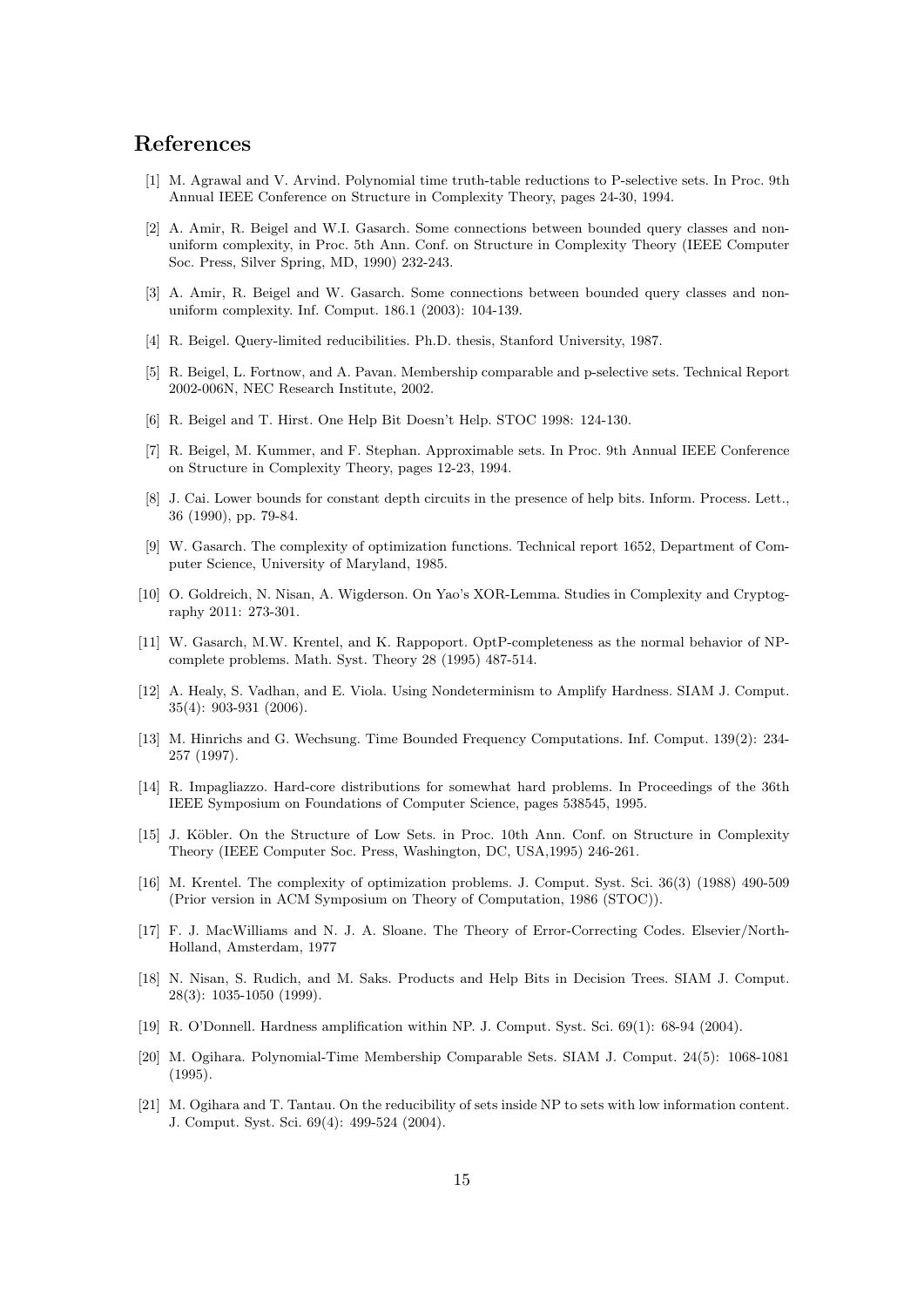# References

[1] M. Agrawal and V. Arvind. Polynomial time truth-table reductions to P-selective sets. In Proc. 9th Annual IEEE Conference on Structure in Complexity Theory, pages 24-30, 1994.

[2] A. Amir, R. Beigel and W.I. Gasarch. Some connections between bounded query classes and non-uniform complexity, in Proc. 5th Ann. Conf. on Structure in Complexity Theory (IEEE Computer Soc. Press, Silver Spring, MD, 1990) 232-243.

[3] A. Amir, R. Beigel and W. Gasarch. Some connections between bounded query classes and non-uniform complexity. Inf. Comput. 186.1 (2003): 104-139.

[4] R. Beigel. Query-limited reducibilities. Ph.D. thesis, Stanford University, 1987.

[5] R. Beigel, L. Fortnow, and A. Pavan. Membership comparable and p-selective sets. Technical Report 2002-006N, NEC Research Institute, 2002.

[6] R. Beigel and T. Hirst. One Help Bit Doesn't Help. STOC 1998: 124-130.

[7] R. Beigel, M. Kummer, and F. Stephan. Approximable sets. In Proc. 9th Annual IEEE Conference on Structure in Complexity Theory, pages 12-23, 1994.

[8] J. Cai. Lower bounds for constant depth circuits in the presence of help bits. Inform. Process. Lett., 36 (1990), pp. 79-84.

[9] W. Gasarch. The complexity of optimization functions. Technical report 1652, Department of Computer Science, University of Maryland, 1985.

[10] O. Goldreich, N. Nisan, A. Wigderson. On Yao's XOR-Lemma. Studies in Complexity and Cryptography 2011: 273-301.

[11] W. Gasarch, M.W. Krentel, and K. Rappoport. OptP-completeness as the normal behavior of NP-complete problems. Math. Syst. Theory 28 (1995) 487-514.

[12] A. Healy, S. Vadhan, and E. Viola. Using Nondeterminism to Amplify Hardness. SIAM J. Comput. 35(4): 903-931 (2006).

[13] M. Hinrichs and G. Wechsung. Time Bounded Frequency Computations. Inf. Comput. 139(2): 234-257 (1997).

[14] R. Impagliazzo. Hard-core distributions for somewhat hard problems. In Proceedings of the 36th IEEE Symposium on Foundations of Computer Science, pages 538545, 1995.

[15] J. Köbler. On the Structure of Low Sets. in Proc. 10th Ann. Conf. on Structure in Complexity Theory (IEEE Computer Soc. Press, Washington, DC, USA,1995) 246-261.

[16] M. Krentel. The complexity of optimization problems. J. Comput. Syst. Sci. 36(3) (1988) 490-509 (Prior version in ACM Symposium on Theory of Computation, 1986 (STOC)).

[17] F. J. MacWilliams and N. J. A. Sloane. The Theory of Error-Correcting Codes. Elsevier/North-Holland, Amsterdam, 1977

[18] N. Nisan, S. Rudich, and M. Saks. Products and Help Bits in Decision Trees. SIAM J. Comput. 28(3): 1035-1050 (1999).

[19] R. O'Donnell. Hardness amplification within NP. J. Comput. Syst. Sci. 69(1): 68-94 (2004).

[20] M. Ogihara. Polynomial-Time Membership Comparable Sets. SIAM J. Comput. 24(5): 1068-1081 (1995).

[21] M. Ogihara and T. Tantau. On the reducibility of sets inside NP to sets with low information content. J. Comput. Syst. Sci. 69(4): 499-524 (2004).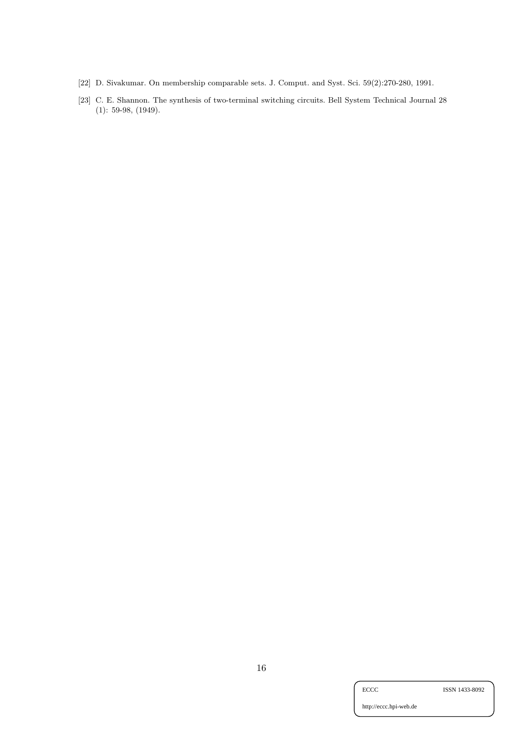[22] D. Sivakumar. On membership comparable sets. J. Comput. and Syst. Sci. 59(2):270-280, 1991.

[23] C. E. Shannon. The synthesis of two-terminal switching circuits. Bell System Technical Journal 28 (1): 59-98, (1949).

ECCC ISSN 1433-8092

http://eccc.hpi-web.de